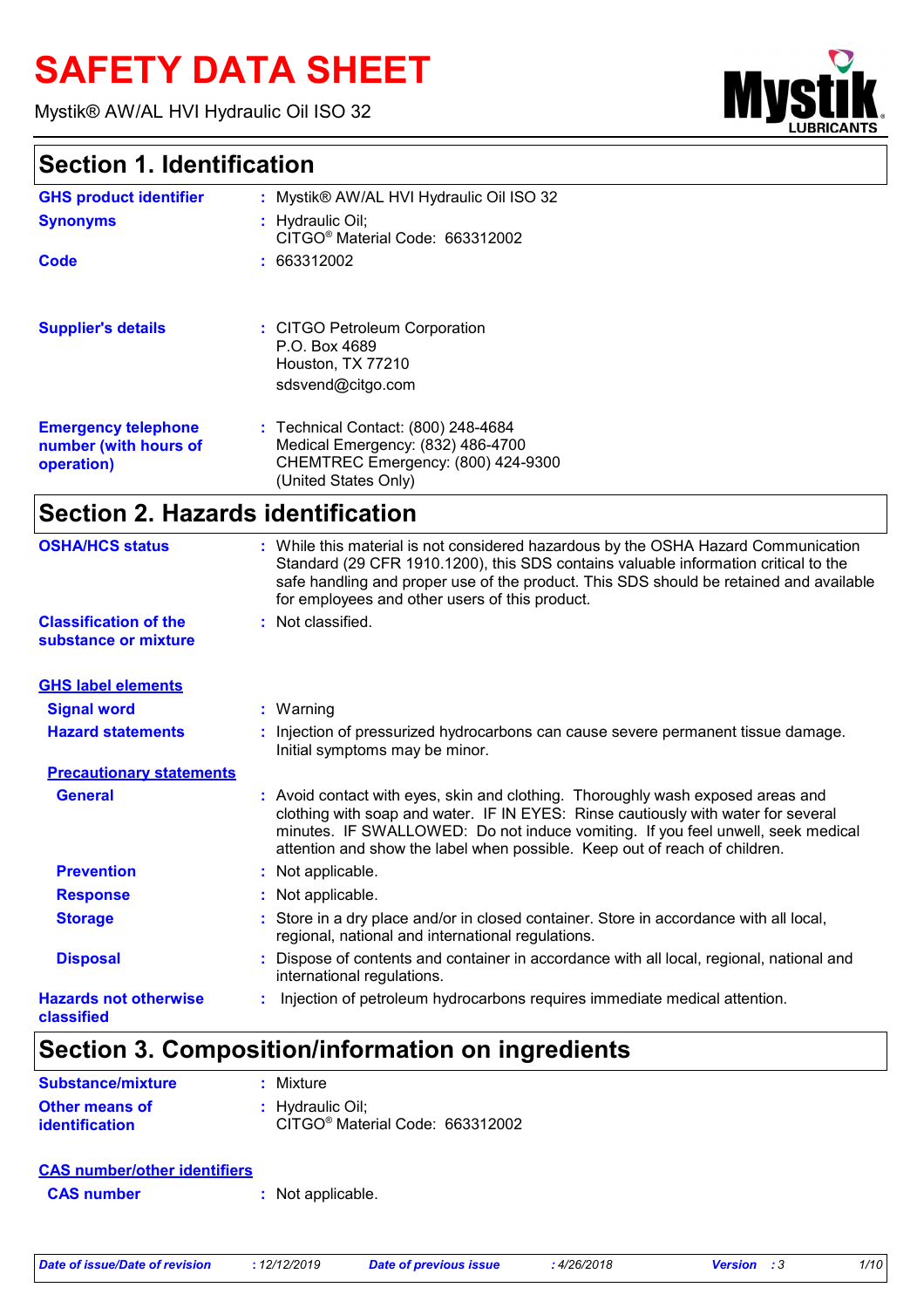# SAFETY DATA SHEET

Mystik® AW/AL HVI Hydraulic Oil ISO 32

## Section 1. Identification

**GHS product identifier** : Mystik® AW/AL HVI Hydraulic Oil ISO 32

**Synonyms** : Hydraulic Oil;
CITGO® Material Code: 663312002

**Code** : 663312002

**Supplier's details** : CITGO Petroleum Corporation
P.O. Box 4689
Houston, TX 77210
sdsvend@citgo.com

**Emergency telephone number (with hours of operation)** : Technical Contact: (800) 248-4684
Medical Emergency: (832) 486-4700
CHEMTREC Emergency: (800) 424-9300
(United States Only)

## Section 2. Hazards identification

**OSHA/HCS status** : While this material is not considered hazardous by the OSHA Hazard Communication Standard (29 CFR 1910.1200), this SDS contains valuable information critical to the safe handling and proper use of the product. This SDS should be retained and available for employees and other users of this product.

**Classification of the substance or mixture** : Not classified.

**GHS label elements**

**Signal word** : Warning

**Hazard statements** : Injection of pressurized hydrocarbons can cause severe permanent tissue damage. Initial symptoms may be minor.

**Precautionary statements**

**General** : Avoid contact with eyes, skin and clothing. Thoroughly wash exposed areas and clothing with soap and water. IF IN EYES: Rinse cautiously with water for several minutes. IF SWALLOWED: Do not induce vomiting. If you feel unwell, seek medical attention and show the label when possible. Keep out of reach of children.

**Prevention** : Not applicable.

**Response** : Not applicable.

**Storage** : Store in a dry place and/or in closed container. Store in accordance with all local, regional, national and international regulations.

**Disposal** : Dispose of contents and container in accordance with all local, regional, national and international regulations.

**Hazards not otherwise classified** : Injection of petroleum hydrocarbons requires immediate medical attention.

## Section 3. Composition/information on ingredients

**Substance/mixture** : Mixture

**Other means of identification** : Hydraulic Oil;
CITGO® Material Code: 663312002

**CAS number/other identifiers**

**CAS number** : Not applicable.

*Date of issue/Date of revision* : 12/12/2019 *Date of previous issue* : 4/26/2018 *Version* : 3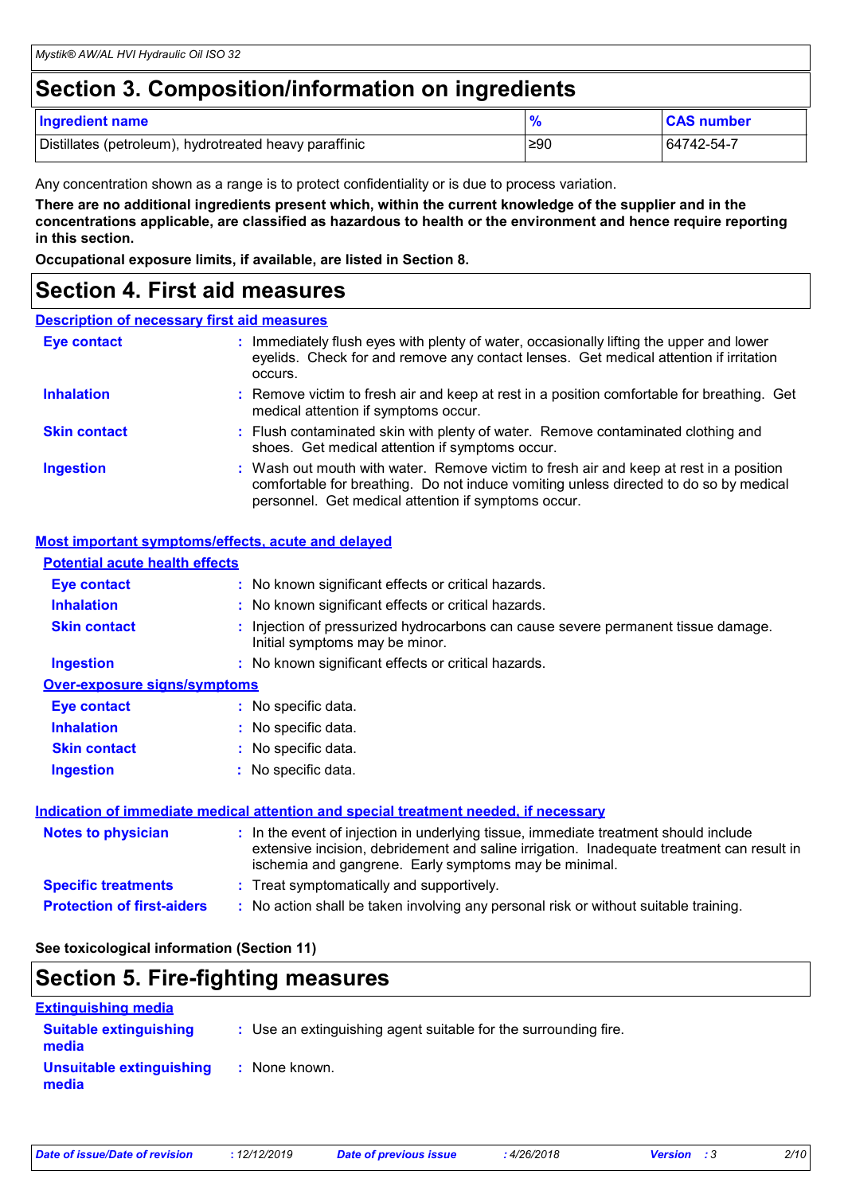## Section 3. Composition/information on ingredients

| Ingredient name | % | CAS number |
|---|---|---|
| Distillates (petroleum), hydrotreated heavy paraffinic | ≥90 | 64742-54-7 |

Any concentration shown as a range is to protect confidentiality or is due to process variation.

**There are no additional ingredients present which, within the current knowledge of the supplier and in the concentrations applicable, are classified as hazardous to health or the environment and hence require reporting in this section.**

**Occupational exposure limits, if available, are listed in Section 8.**

## Section 4. First aid measures

### Description of necessary first aid measures

**Eye contact** : Immediately flush eyes with plenty of water, occasionally lifting the upper and lower eyelids. Check for and remove any contact lenses. Get medical attention if irritation occurs.

**Inhalation** : Remove victim to fresh air and keep at rest in a position comfortable for breathing. Get medical attention if symptoms occur.

**Skin contact** : Flush contaminated skin with plenty of water. Remove contaminated clothing and shoes. Get medical attention if symptoms occur.

**Ingestion** : Wash out mouth with water. Remove victim to fresh air and keep at rest in a position comfortable for breathing. Do not induce vomiting unless directed to do so by medical personnel. Get medical attention if symptoms occur.

### Most important symptoms/effects, acute and delayed

#### Potential acute health effects

**Eye contact** : No known significant effects or critical hazards.

**Inhalation** : No known significant effects or critical hazards.

**Skin contact** : Injection of pressurized hydrocarbons can cause severe permanent tissue damage. Initial symptoms may be minor.

**Ingestion** : No known significant effects or critical hazards.

#### Over-exposure signs/symptoms

**Eye contact** : No specific data.

**Inhalation** : No specific data.

**Skin contact** : No specific data.

**Ingestion** : No specific data.

### Indication of immediate medical attention and special treatment needed, if necessary

**Notes to physician** : In the event of injection in underlying tissue, immediate treatment should include extensive incision, debridement and saline irrigation. Inadequate treatment can result in ischemia and gangrene. Early symptoms may be minimal.

**Specific treatments** : Treat symptomatically and supportively.

**Protection of first-aiders** : No action shall be taken involving any personal risk or without suitable training.

**See toxicological information (Section 11)**

## Section 5. Fire-fighting measures

### Extinguishing media

**Suitable extinguishing media** : Use an extinguishing agent suitable for the surrounding fire.

**Unsuitable extinguishing media** : None known.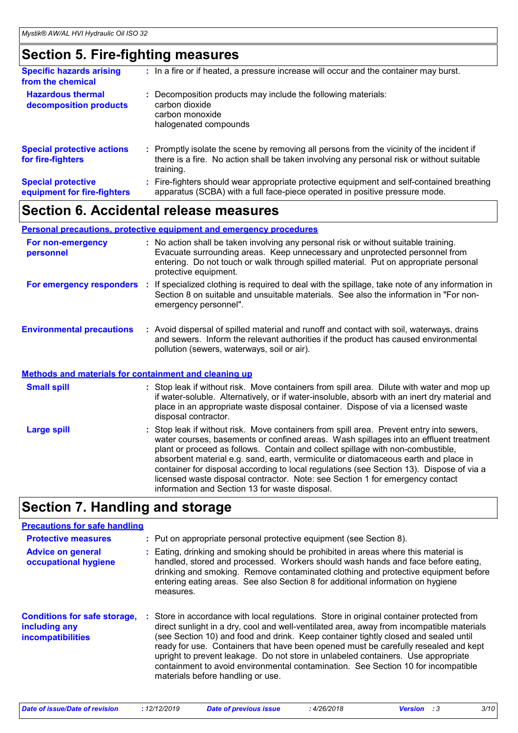## Section 5. Fire-fighting measures

**Specific hazards arising from the chemical** : In a fire or if heated, a pressure increase will occur and the container may burst.

**Hazardous thermal decomposition products** : Decomposition products may include the following materials:
carbon dioxide
carbon monoxide
halogenated compounds

**Special protective actions for fire-fighters** : Promptly isolate the scene by removing all persons from the vicinity of the incident if there is a fire. No action shall be taken involving any personal risk or without suitable training.

**Special protective equipment for fire-fighters** : Fire-fighters should wear appropriate protective equipment and self-contained breathing apparatus (SCBA) with a full face-piece operated in positive pressure mode.

## Section 6. Accidental release measures

### Personal precautions, protective equipment and emergency procedures

**For non-emergency personnel** : No action shall be taken involving any personal risk or without suitable training. Evacuate surrounding areas. Keep unnecessary and unprotected personnel from entering. Do not touch or walk through spilled material. Put on appropriate personal protective equipment.

**For emergency responders** : If specialized clothing is required to deal with the spillage, take note of any information in Section 8 on suitable and unsuitable materials. See also the information in "For non-emergency personnel".

**Environmental precautions** : Avoid dispersal of spilled material and runoff and contact with soil, waterways, drains and sewers. Inform the relevant authorities if the product has caused environmental pollution (sewers, waterways, soil or air).

### Methods and materials for containment and cleaning up

**Small spill** : Stop leak if without risk. Move containers from spill area. Dilute with water and mop up if water-soluble. Alternatively, or if water-insoluble, absorb with an inert dry material and place in an appropriate waste disposal container. Dispose of via a licensed waste disposal contractor.

**Large spill** : Stop leak if without risk. Move containers from spill area. Prevent entry into sewers, water courses, basements or confined areas. Wash spillages into an effluent treatment plant or proceed as follows. Contain and collect spillage with non-combustible, absorbent material e.g. sand, earth, vermiculite or diatomaceous earth and place in container for disposal according to local regulations (see Section 13). Dispose of via a licensed waste disposal contractor. Note: see Section 1 for emergency contact information and Section 13 for waste disposal.

## Section 7. Handling and storage

### Precautions for safe handling

**Protective measures** : Put on appropriate personal protective equipment (see Section 8).

**Advice on general occupational hygiene** : Eating, drinking and smoking should be prohibited in areas where this material is handled, stored and processed. Workers should wash hands and face before eating, drinking and smoking. Remove contaminated clothing and protective equipment before entering eating areas. See also Section 8 for additional information on hygiene measures.

**Conditions for safe storage, including any incompatibilities** : Store in accordance with local regulations. Store in original container protected from direct sunlight in a dry, cool and well-ventilated area, away from incompatible materials (see Section 10) and food and drink. Keep container tightly closed and sealed until ready for use. Containers that have been opened must be carefully resealed and kept upright to prevent leakage. Do not store in unlabeled containers. Use appropriate containment to avoid environmental contamination. See Section 10 for incompatible materials before handling or use.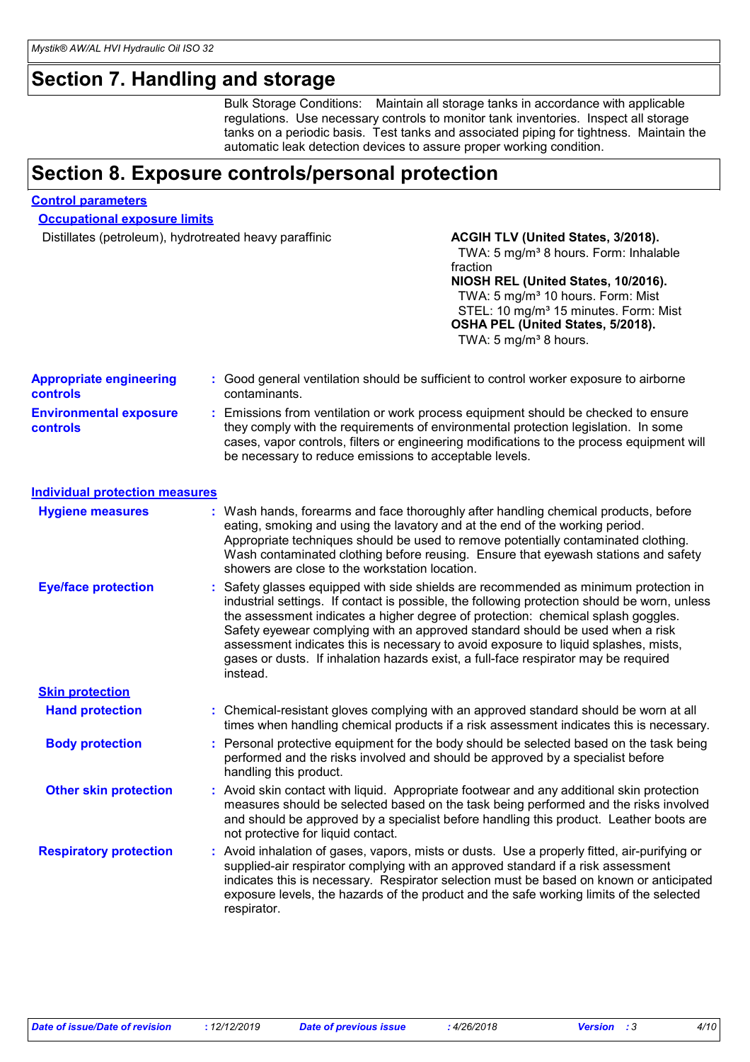## Section 7. Handling and storage

Bulk Storage Conditions: Maintain all storage tanks in accordance with applicable regulations. Use necessary controls to monitor tank inventories. Inspect all storage tanks on a periodic basis. Test tanks and associated piping for tightness. Maintain the automatic leak detection devices to assure proper working condition.

## Section 8. Exposure controls/personal protection

### Control parameters

#### Occupational exposure limits

| Ingredient name | Exposure limits |
|---|---|
| Distillates (petroleum), hydrotreated heavy paraffinic | **ACGIH TLV (United States, 3/2018).** TWA: 5 mg/m³ 8 hours. Form: Inhalable fraction **NIOSH REL (United States, 10/2016).** TWA: 5 mg/m³ 10 hours. Form: Mist STEL: 10 mg/m³ 15 minutes. Form: Mist **OSHA PEL (United States, 5/2018).** TWA: 5 mg/m³ 8 hours. |

**Appropriate engineering controls** : Good general ventilation should be sufficient to control worker exposure to airborne contaminants.

**Environmental exposure controls** : Emissions from ventilation or work process equipment should be checked to ensure they comply with the requirements of environmental protection legislation. In some cases, vapor controls, filters or engineering modifications to the process equipment will be necessary to reduce emissions to acceptable levels.

### Individual protection measures

**Hygiene measures** : Wash hands, forearms and face thoroughly after handling chemical products, before eating, smoking and using the lavatory and at the end of the working period. Appropriate techniques should be used to remove potentially contaminated clothing. Wash contaminated clothing before reusing. Ensure that eyewash stations and safety showers are close to the workstation location.

**Eye/face protection** : Safety glasses equipped with side shields are recommended as minimum protection in industrial settings. If contact is possible, the following protection should be worn, unless the assessment indicates a higher degree of protection: chemical splash goggles. Safety eyewear complying with an approved standard should be used when a risk assessment indicates this is necessary to avoid exposure to liquid splashes, mists, gases or dusts. If inhalation hazards exist, a full-face respirator may be required instead.

#### Skin protection

**Hand protection** : Chemical-resistant gloves complying with an approved standard should be worn at all times when handling chemical products if a risk assessment indicates this is necessary.

**Body protection** : Personal protective equipment for the body should be selected based on the task being performed and the risks involved and should be approved by a specialist before handling this product.

**Other skin protection** : Avoid skin contact with liquid. Appropriate footwear and any additional skin protection measures should be selected based on the task being performed and the risks involved and should be approved by a specialist before handling this product. Leather boots are not protective for liquid contact.

**Respiratory protection** : Avoid inhalation of gases, vapors, mists or dusts. Use a properly fitted, air-purifying or supplied-air respirator complying with an approved standard if a risk assessment indicates this is necessary. Respirator selection must be based on known or anticipated exposure levels, the hazards of the product and the safe working limits of the selected respirator.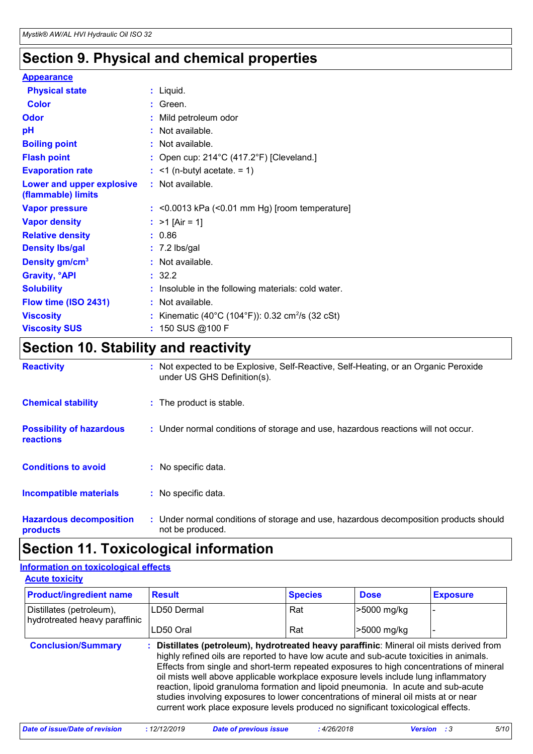## Section 9. Physical and chemical properties

**Appearance**

| | | |
|---|---|---|
| **Physical state** | : | Liquid. |
| **Color** | : | Green. |
| **Odor** | : | Mild petroleum odor |
| **pH** | : | Not available. |
| **Boiling point** | : | Not available. |
| **Flash point** | : | Open cup: 214°C (417.2°F) [Cleveland.] |
| **Evaporation rate** | : | <1 (n-butyl acetate. = 1) |
| **Lower and upper explosive (flammable) limits** | : | Not available. |
| **Vapor pressure** | : | <0.0013 kPa (<0.01 mm Hg) [room temperature] |
| **Vapor density** | : | >1 [Air = 1] |
| **Relative density** | : | 0.86 |
| **Density lbs/gal** | : | 7.2 lbs/gal |
| **Density gm/cm$^3$** | : | Not available. |
| **Gravity, °API** | : | 32.2 |
| **Solubility** | : | Insoluble in the following materials: cold water. |
| **Flow time (ISO 2431)** | : | Not available. |
| **Viscosity** | : | Kinematic (40°C (104°F)): 0.32 cm$^2$/s (32 cSt) |
| **Viscosity SUS** | : | 150 SUS @100 F |

## Section 10. Stability and reactivity

| | | |
|---|---|---|
| **Reactivity** | : | Not expected to be Explosive, Self-Reactive, Self-Heating, or an Organic Peroxide under US GHS Definition(s). |
| **Chemical stability** | : | The product is stable. |
| **Possibility of hazardous reactions** | : | Under normal conditions of storage and use, hazardous reactions will not occur. |
| **Conditions to avoid** | : | No specific data. |
| **Incompatible materials** | : | No specific data. |
| **Hazardous decomposition products** | : | Under normal conditions of storage and use, hazardous decomposition products should not be produced. |

## Section 11. Toxicological information

**Information on toxicological effects**

**Acute toxicity**

| Product/ingredient name | Result | Species | Dose | Exposure |
|---|---|---|---|---|
| Distillates (petroleum), hydrotreated heavy paraffinic | LD50 Dermal | Rat | >5000 mg/kg | - |
| | LD50 Oral | Rat | >5000 mg/kg | - |

**Conclusion/Summary** : **Distillates (petroleum), hydrotreated heavy paraffinic**: Mineral oil mists derived from highly refined oils are reported to have low acute and sub-acute toxicities in animals. Effects from single and short-term repeated exposures to high concentrations of mineral oil mists well above applicable workplace exposure levels include lung inflammatory reaction, lipoid granuloma formation and lipoid pneumonia. In acute and sub-acute studies involving exposures to lower concentrations of mineral oil mists at or near current work place exposure levels produced no significant toxicological effects.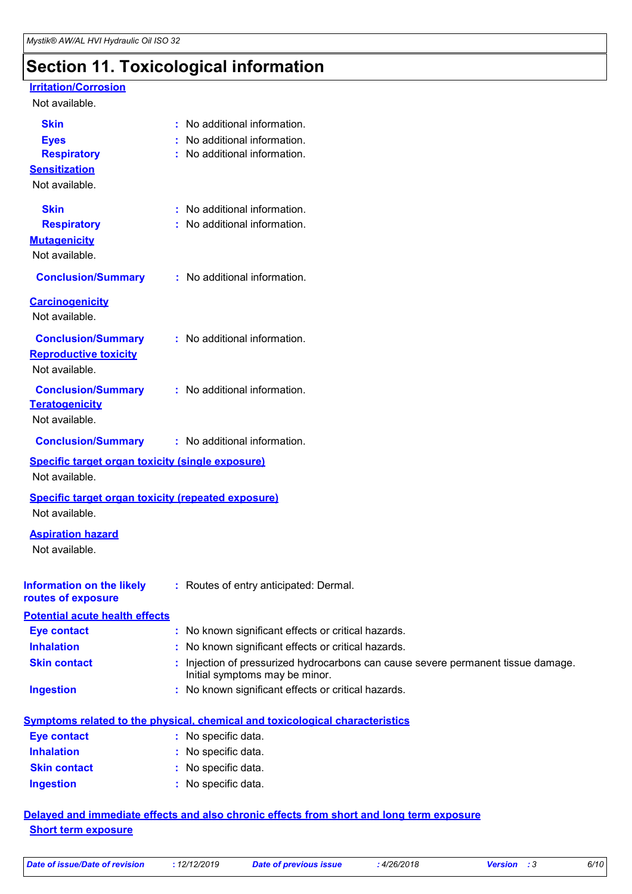# Section 11. Toxicological information

**Irritation/Corrosion**

Not available.

**Skin** : No additional information.

**Eyes** : No additional information.

**Respiratory** : No additional information.

**Sensitization**

Not available.

**Skin** : No additional information.

**Respiratory** : No additional information.

**Mutagenicity**

Not available.

**Conclusion/Summary** : No additional information.

**Carcinogenicity**

Not available.

**Conclusion/Summary** : No additional information.

**Reproductive toxicity**

Not available.

**Conclusion/Summary** : No additional information.

**Teratogenicity**

Not available.

**Conclusion/Summary** : No additional information.

**Specific target organ toxicity (single exposure)**

Not available.

**Specific target organ toxicity (repeated exposure)**

Not available.

**Aspiration hazard**

Not available.

**Information on the likely routes of exposure** : Routes of entry anticipated: Dermal.

**Potential acute health effects**

**Eye contact** : No known significant effects or critical hazards.

**Inhalation** : No known significant effects or critical hazards.

**Skin contact** : Injection of pressurized hydrocarbons can cause severe permanent tissue damage. Initial symptoms may be minor.

**Ingestion** : No known significant effects or critical hazards.

**Symptoms related to the physical, chemical and toxicological characteristics**

**Eye contact** : No specific data.

**Inhalation** : No specific data.

**Skin contact** : No specific data.

**Ingestion** : No specific data.

**Delayed and immediate effects and also chronic effects from short and long term exposure**

**Short term exposure**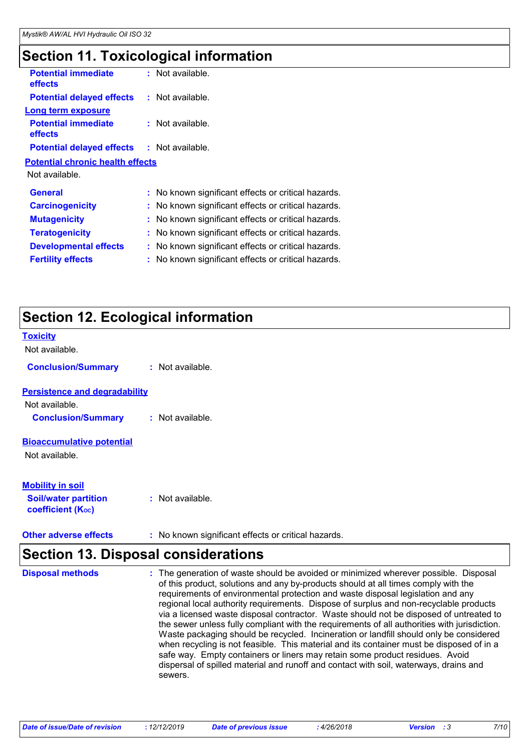## Section 11. Toxicological information

**Potential immediate effects** : Not available.

**Potential delayed effects** : Not available.

**Long term exposure**

**Potential immediate effects** : Not available.

**Potential delayed effects** : Not available.

**Potential chronic health effects**

Not available.

| | |
|---|---|
| **General** | : No known significant effects or critical hazards. |
| **Carcinogenicity** | : No known significant effects or critical hazards. |
| **Mutagenicity** | : No known significant effects or critical hazards. |
| **Teratogenicity** | : No known significant effects or critical hazards. |
| **Developmental effects** | : No known significant effects or critical hazards. |
| **Fertility effects** | : No known significant effects or critical hazards. |

## Section 12. Ecological information

**Toxicity**

Not available.

**Conclusion/Summary** : Not available.

**Persistence and degradability**

Not available.

**Conclusion/Summary** : Not available.

**Bioaccumulative potential**

Not available.

**Mobility in soil**

**Soil/water partition coefficient ($K_{OC}$)** : Not available.

**Other adverse effects** : No known significant effects or critical hazards.

## Section 13. Disposal considerations

**Disposal methods** : The generation of waste should be avoided or minimized wherever possible. Disposal of this product, solutions and any by-products should at all times comply with the requirements of environmental protection and waste disposal legislation and any regional local authority requirements. Dispose of surplus and non-recyclable products via a licensed waste disposal contractor. Waste should not be disposed of untreated to the sewer unless fully compliant with the requirements of all authorities with jurisdiction. Waste packaging should be recycled. Incineration or landfill should only be considered when recycling is not feasible. This material and its container must be disposed of in a safe way. Empty containers or liners may retain some product residues. Avoid dispersal of spilled material and runoff and contact with soil, waterways, drains and sewers.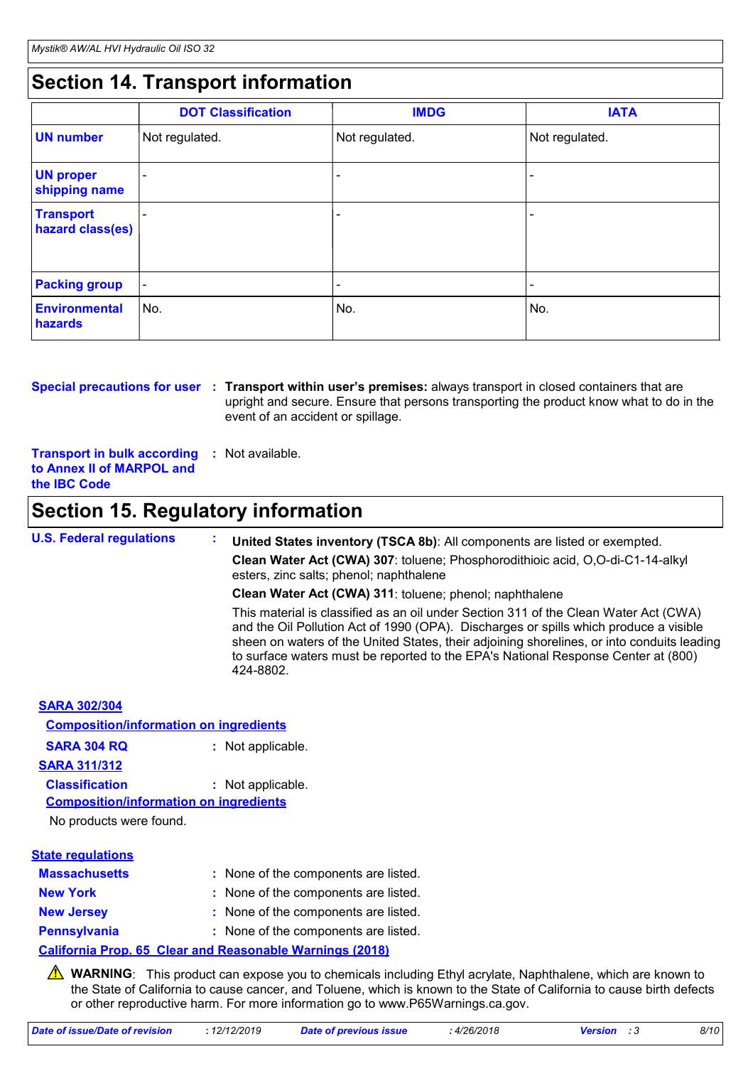## Section 14. Transport information

| | DOT Classification | IMDG | IATA |
|---|---|---|---|
| **UN number** | Not regulated. | Not regulated. | Not regulated. |
| **UN proper shipping name** | - | - | - |
| **Transport hazard class(es)** | - | - | - |
| **Packing group** | - | - | - |
| **Environmental hazards** | No. | No. | No. |

**Special precautions for user** : **Transport within user's premises:** always transport in closed containers that are upright and secure. Ensure that persons transporting the product know what to do in the event of an accident or spillage.

**Transport in bulk according to Annex II of MARPOL and the IBC Code** : Not available.

## Section 15. Regulatory information

**U.S. Federal regulations** :

**United States inventory (TSCA 8b)**: All components are listed or exempted.

**Clean Water Act (CWA) 307**: toluene; Phosphorodithioic acid, O,O-di-C1-14-alkyl esters, zinc salts; phenol; naphthalene

**Clean Water Act (CWA) 311**: toluene; phenol; naphthalene

This material is classified as an oil under Section 311 of the Clean Water Act (CWA) and the Oil Pollution Act of 1990 (OPA). Discharges or spills which produce a visible sheen on waters of the United States, their adjoining shorelines, or into conduits leading to surface waters must be reported to the EPA's National Response Center at (800) 424-8802.

**SARA 302/304**

**Composition/information on ingredients**

**SARA 304 RQ** : Not applicable.

**SARA 311/312**

**Classification** : Not applicable.

**Composition/information on ingredients**

No products were found.

**State regulations**

**Massachusetts** : None of the components are listed.

**New York** : None of the components are listed.

**New Jersey** : None of the components are listed.

**Pennsylvania** : None of the components are listed.

**California Prop. 65 Clear and Reasonable Warnings (2018)**

⚠ **WARNING**: This product can expose you to chemicals including Ethyl acrylate, Naphthalene, which are known to the State of California to cause cancer, and Toluene, which is known to the State of California to cause birth defects or other reproductive harm. For more information go to www.P65Warnings.ca.gov.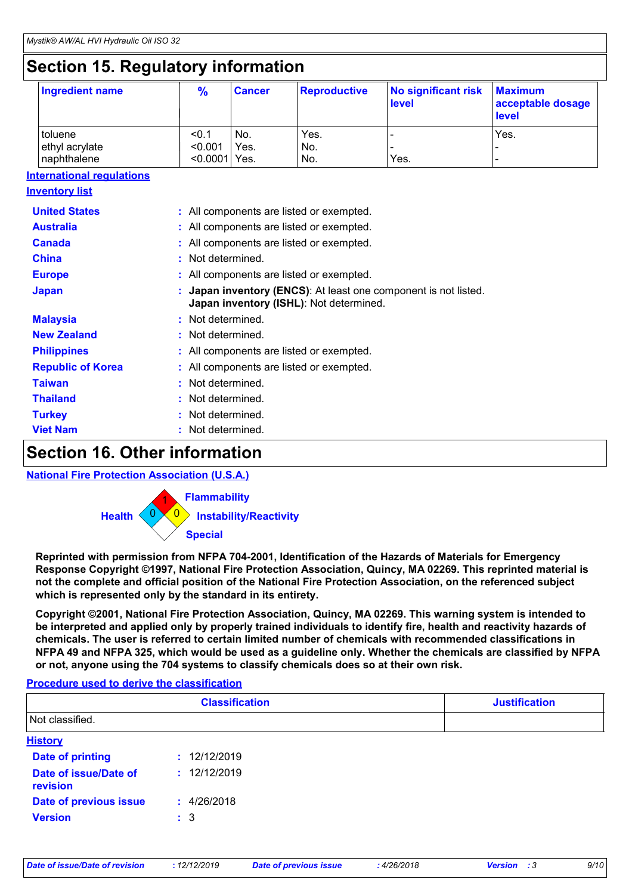## Section 15. Regulatory information

| Ingredient name | % | Cancer | Reproductive | No significant risk level | Maximum acceptable dosage level |
|---|---|---|---|---|---|
| toluene | <0.1 | No. | Yes. | - | Yes. |
| ethyl acrylate | <0.001 | Yes. | No. | - | - |
| naphthalene | <0.0001 | Yes. | No. | Yes. | - |

**International regulations**

**Inventory list**

**United States** : All components are listed or exempted.

**Australia** : All components are listed or exempted.

**Canada** : All components are listed or exempted.

**China** : Not determined.

**Europe** : All components are listed or exempted.

**Japan** : **Japan inventory (ENCS)**: At least one component is not listed.
**Japan inventory (ISHL)**: Not determined.

**Malaysia** : Not determined.

**New Zealand** : Not determined.

**Philippines** : All components are listed or exempted.

**Republic of Korea** : All components are listed or exempted.

**Taiwan** : Not determined.

**Thailand** : Not determined.

**Turkey** : Not determined.

**Viet Nam** : Not determined.

## Section 16. Other information

**National Fire Protection Association (U.S.A.)**

Flammability: 1
Health: 0
Instability/Reactivity: 0
Special

**Reprinted with permission from NFPA 704-2001, Identification of the Hazards of Materials for Emergency Response Copyright ©1997, National Fire Protection Association, Quincy, MA 02269. This reprinted material is not the complete and official position of the National Fire Protection Association, on the referenced subject which is represented only by the standard in its entirety.**

**Copyright ©2001, National Fire Protection Association, Quincy, MA 02269. This warning system is intended to be interpreted and applied only by properly trained individuals to identify fire, health and reactivity hazards of chemicals. The user is referred to certain limited number of chemicals with recommended classifications in NFPA 49 and NFPA 325, which would be used as a guideline only. Whether the chemicals are classified by NFPA or not, anyone using the 704 systems to classify chemicals does so at their own risk.**

**Procedure used to derive the classification**

| Classification | Justification |
|---|---|
| Not classified. | |

**History**

**Date of printing** : 12/12/2019

**Date of issue/Date of revision** : 12/12/2019

**Date of previous issue** : 4/26/2018

**Version** : 3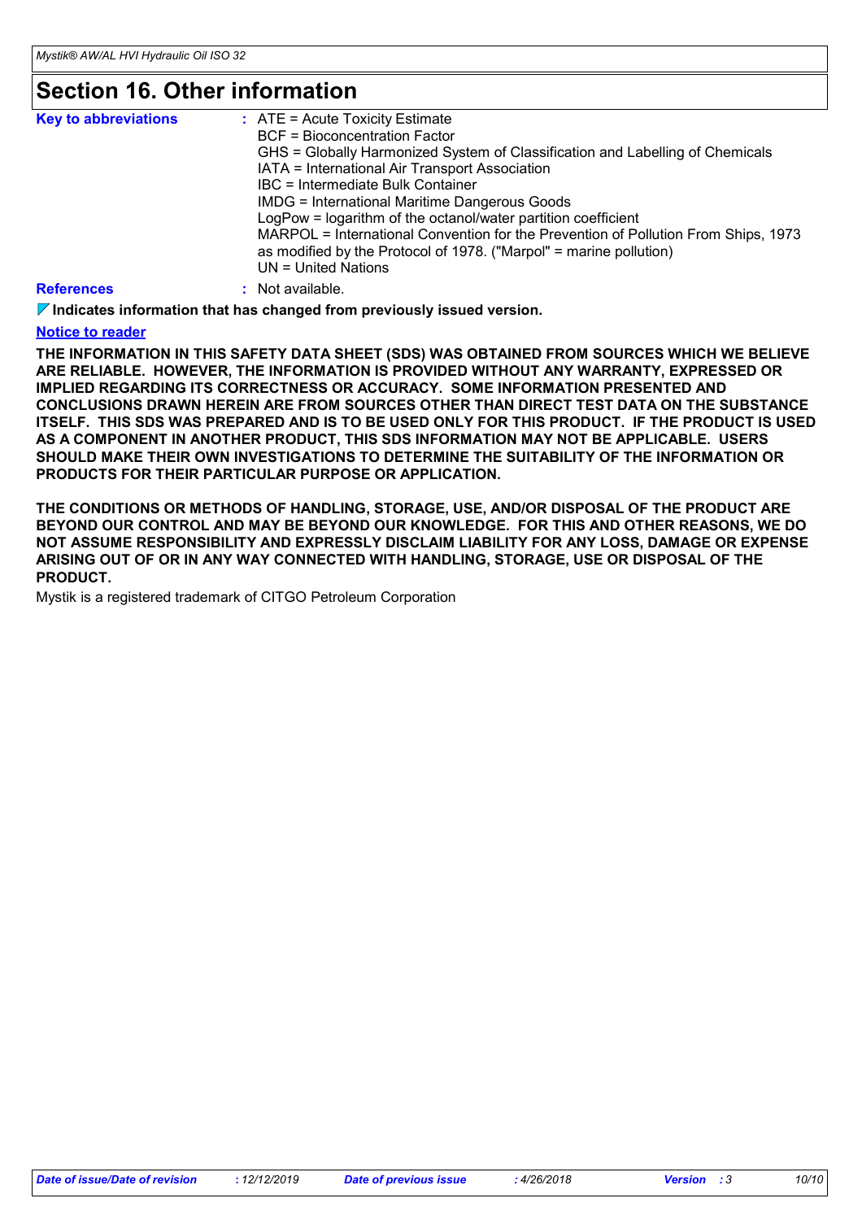## Section 16. Other information

**Key to abbreviations** : ATE = Acute Toxicity Estimate
BCF = Bioconcentration Factor
GHS = Globally Harmonized System of Classification and Labelling of Chemicals
IATA = International Air Transport Association
IBC = Intermediate Bulk Container
IMDG = International Maritime Dangerous Goods
LogPow = logarithm of the octanol/water partition coefficient
MARPOL = International Convention for the Prevention of Pollution From Ships, 1973 as modified by the Protocol of 1978. ("Marpol" = marine pollution)
UN = United Nations

**References** : Not available.

**Indicates information that has changed from previously issued version.**

**Notice to reader**

**THE INFORMATION IN THIS SAFETY DATA SHEET (SDS) WAS OBTAINED FROM SOURCES WHICH WE BELIEVE ARE RELIABLE. HOWEVER, THE INFORMATION IS PROVIDED WITHOUT ANY WARRANTY, EXPRESSED OR IMPLIED REGARDING ITS CORRECTNESS OR ACCURACY. SOME INFORMATION PRESENTED AND CONCLUSIONS DRAWN HEREIN ARE FROM SOURCES OTHER THAN DIRECT TEST DATA ON THE SUBSTANCE ITSELF. THIS SDS WAS PREPARED AND IS TO BE USED ONLY FOR THIS PRODUCT. IF THE PRODUCT IS USED AS A COMPONENT IN ANOTHER PRODUCT, THIS SDS INFORMATION MAY NOT BE APPLICABLE. USERS SHOULD MAKE THEIR OWN INVESTIGATIONS TO DETERMINE THE SUITABILITY OF THE INFORMATION OR PRODUCTS FOR THEIR PARTICULAR PURPOSE OR APPLICATION.**

**THE CONDITIONS OR METHODS OF HANDLING, STORAGE, USE, AND/OR DISPOSAL OF THE PRODUCT ARE BEYOND OUR CONTROL AND MAY BE BEYOND OUR KNOWLEDGE. FOR THIS AND OTHER REASONS, WE DO NOT ASSUME RESPONSIBILITY AND EXPRESSLY DISCLAIM LIABILITY FOR ANY LOSS, DAMAGE OR EXPENSE ARISING OUT OF OR IN ANY WAY CONNECTED WITH HANDLING, STORAGE, USE OR DISPOSAL OF THE PRODUCT.**

Mystik is a registered trademark of CITGO Petroleum Corporation